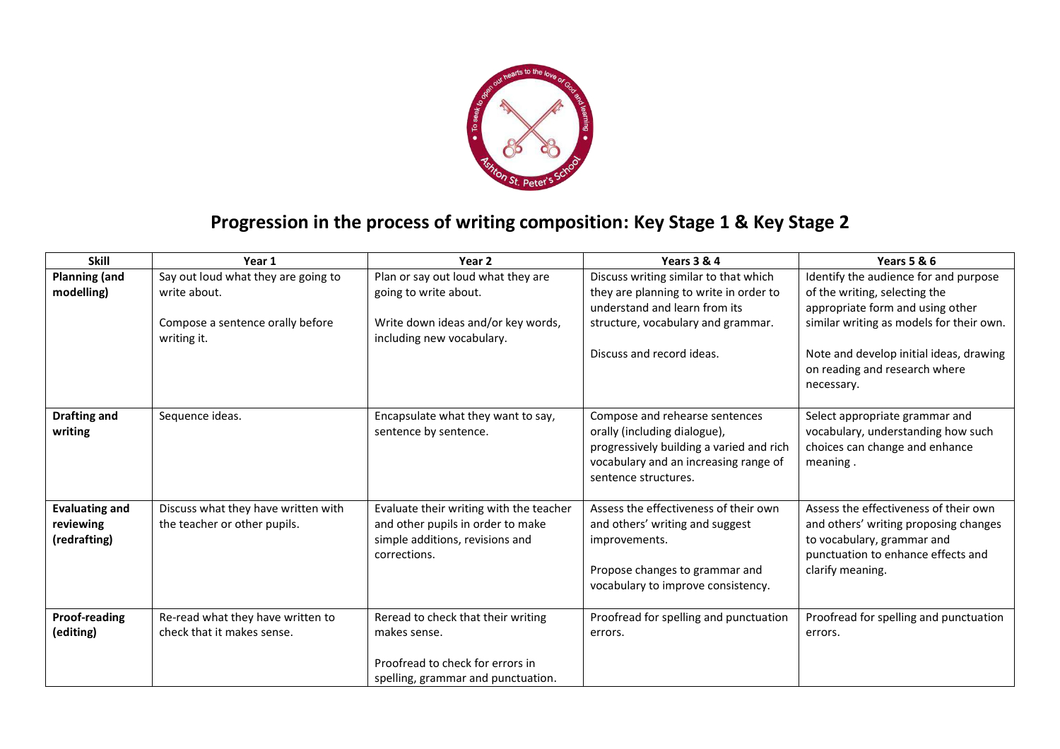# Progression in the process of writing composition: Key Stage 1 & Key Stage 2

| Skill | Year 1 | Year 2 | Years 3 & 4 | Years 5 & 6 |
|---|---|---|---|---|
| **Planning (and modelling)** | Say out loud what they are going to write about.<br><br>Compose a sentence orally before writing it. | Plan or say out loud what they are going to write about.<br><br>Write down ideas and/or key words, including new vocabulary. | Discuss writing similar to that which they are planning to write in order to understand and learn from its structure, vocabulary and grammar.<br><br>Discuss and record ideas. | Identify the audience for and purpose of the writing, selecting the appropriate form and using other similar writing as models for their own.<br><br>Note and develop initial ideas, drawing on reading and research where necessary. |
| **Drafting and writing** | Sequence ideas. | Encapsulate what they want to say, sentence by sentence. | Compose and rehearse sentences orally (including dialogue), progressively building a varied and rich vocabulary and an increasing range of sentence structures. | Select appropriate grammar and vocabulary, understanding how such choices can change and enhance meaning . |
| **Evaluating and reviewing (redrafting)** | Discuss what they have written with the teacher or other pupils. | Evaluate their writing with the teacher and other pupils in order to make simple additions, revisions and corrections. | Assess the effectiveness of their own and others' writing and suggest improvements.<br><br>Propose changes to grammar and vocabulary to improve consistency. | Assess the effectiveness of their own and others' writing proposing changes to vocabulary, grammar and punctuation to enhance effects and clarify meaning. |
| **Proof-reading (editing)** | Re-read what they have written to check that it makes sense. | Reread to check that their writing makes sense.<br><br>Proofread to check for errors in spelling, grammar and punctuation. | Proofread for spelling and punctuation errors. | Proofread for spelling and punctuation errors. |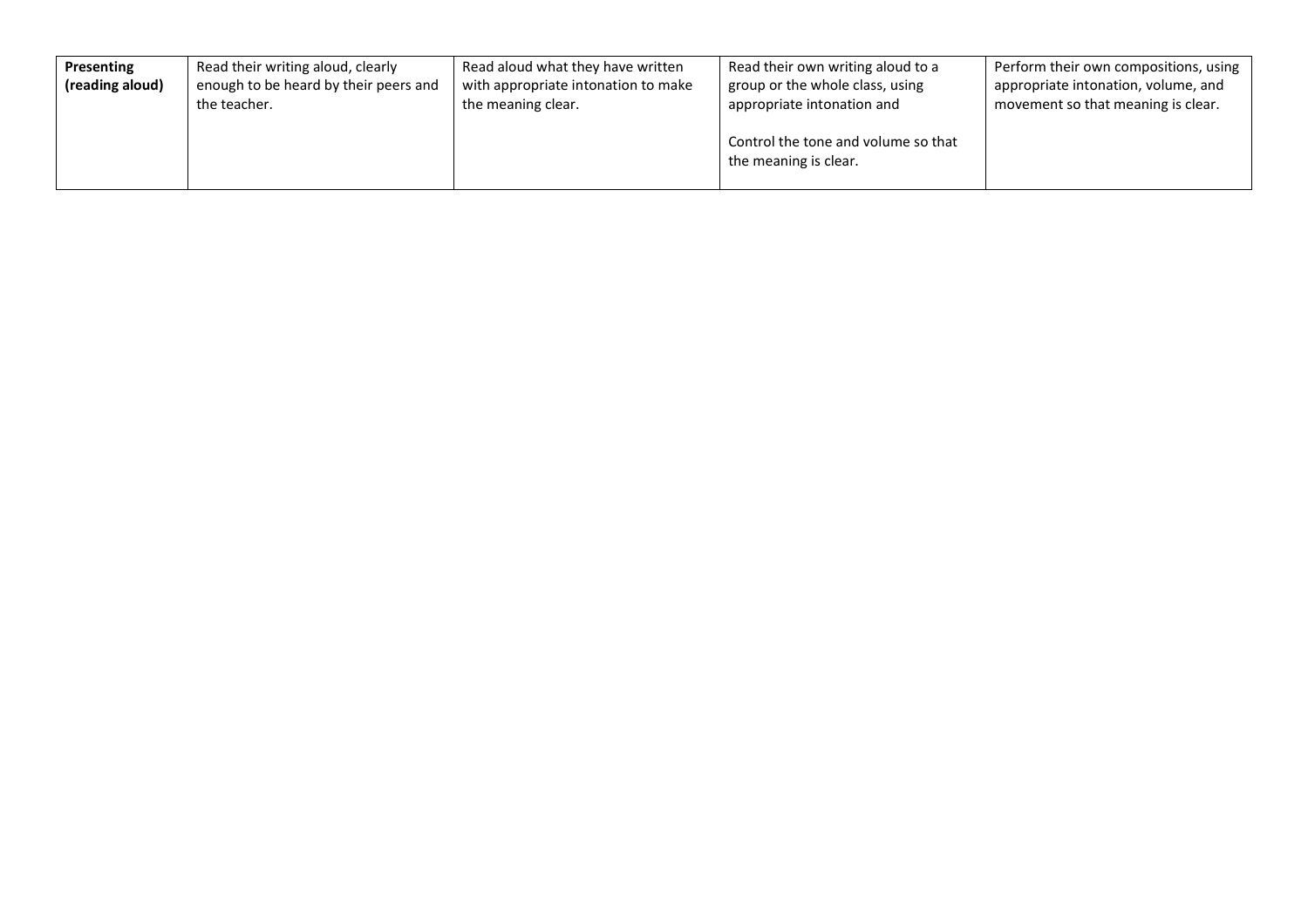| | | | | |
|---|---|---|---|---|
| **Presenting (reading aloud)** | Read their writing aloud, clearly enough to be heard by their peers and the teacher. | Read aloud what they have written with appropriate intonation to make the meaning clear. | Read their own writing aloud to a group or the whole class, using appropriate intonation and<br><br>Control the tone and volume so that the meaning is clear. | Perform their own compositions, using appropriate intonation, volume, and movement so that meaning is clear. |